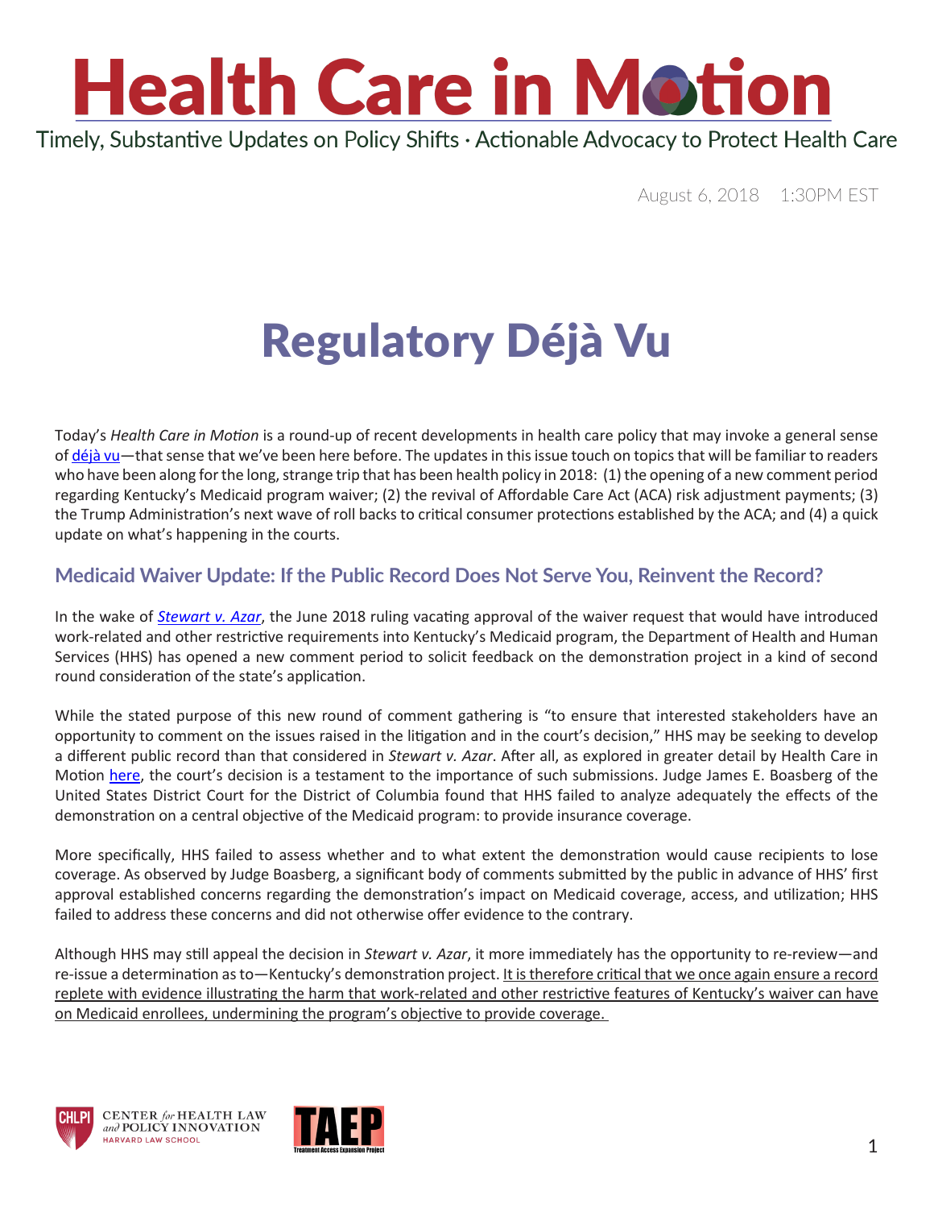# Health Care in Motion

Timely, Substantive Updates on Policy Shifts · Actionable Advocacy to Protect Health Care

August 6, 2018 1:30PM EST

## Regulatory Déjà Vu

Today's *Health Care in Motion* is a round-up of recent developments in health care policy that may invoke a general sense of déjà vu—that sense that we've been here before. The updates in this issue touch on topics that will be familiar to readers who have been along for the long, strange trip that has been health policy in 2018: (1) the opening of a new comment period regarding Kentucky's Medicaid program waiver; (2) the revival of Affordable Care Act (ACA) risk adjustment payments; (3) the Trump Administration's next wave of roll backs to critical consumer protections established by the ACA; and (4) a quick update on what's happening in the courts.

### Medicaid Waiver Update: If the Public Record Does Not Serve You, Reinvent the Record?

In the wake of ***Stewart v. Azar***, the June 2018 ruling vacating approval of the waiver request that would have introduced work-related and other restrictive requirements into Kentucky's Medicaid program, the Department of Health and Human Services (HHS) has opened a new comment period to solicit feedback on the demonstration project in a kind of second round consideration of the state's application.

While the stated purpose of this new round of comment gathering is "to ensure that interested stakeholders have an opportunity to comment on the issues raised in the litigation and in the court's decision," HHS may be seeking to develop a different public record than that considered in *Stewart v. Azar*. After all, as explored in greater detail by Health Care in Motion here, the court's decision is a testament to the importance of such submissions. Judge James E. Boasberg of the United States District Court for the District of Columbia found that HHS failed to analyze adequately the effects of the demonstration on a central objective of the Medicaid program: to provide insurance coverage.

More specifically, HHS failed to assess whether and to what extent the demonstration would cause recipients to lose coverage. As observed by Judge Boasberg, a significant body of comments submitted by the public in advance of HHS' first approval established concerns regarding the demonstration's impact on Medicaid coverage, access, and utilization; HHS failed to address these concerns and did not otherwise offer evidence to the contrary.

Although HHS may still appeal the decision in *Stewart v. Azar*, it more immediately has the opportunity to re-review—and re-issue a determination as to—Kentucky's demonstration project. It is therefore critical that we once again ensure a record replete with evidence illustrating the harm that work-related and other restrictive features of Kentucky's waiver can have on Medicaid enrollees, undermining the program's objective to provide coverage.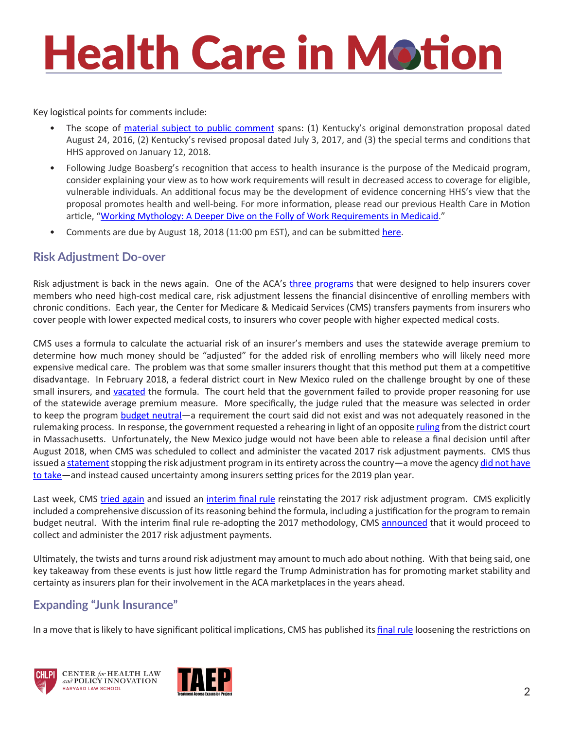Key logistical points for comments include:

- The scope of material subject to public comment spans: (1) Kentucky's original demonstration proposal dated August 24, 2016, (2) Kentucky's revised proposal dated July 3, 2017, and (3) the special terms and conditions that HHS approved on January 12, 2018.
- Following Judge Boasberg's recognition that access to health insurance is the purpose of the Medicaid program, consider explaining your view as to how work requirements will result in decreased access to coverage for eligible, vulnerable individuals. An additional focus may be the development of evidence concerning HHS's view that the proposal promotes health and well-being. For more information, please read our previous Health Care in Motion article, "Working Mythology: A Deeper Dive on the Folly of Work Requirements in Medicaid."
- Comments are due by August 18, 2018 (11:00 pm EST), and can be submitted here.

## Risk Adjustment Do-over

Risk adjustment is back in the news again. One of the ACA's three programs that were designed to help insurers cover members who need high-cost medical care, risk adjustment lessens the financial disincentive of enrolling members with chronic conditions. Each year, the Center for Medicare & Medicaid Services (CMS) transfers payments from insurers who cover people with lower expected medical costs, to insurers who cover people with higher expected medical costs.

CMS uses a formula to calculate the actuarial risk of an insurer's members and uses the statewide average premium to determine how much money should be "adjusted" for the added risk of enrolling members who will likely need more expensive medical care. The problem was that some smaller insurers thought that this method put them at a competitive disadvantage. In February 2018, a federal district court in New Mexico ruled on the challenge brought by one of these small insurers, and vacated the formula. The court held that the government failed to provide proper reasoning for use of the statewide average premium measure. More specifically, the judge ruled that the measure was selected in order to keep the program budget neutral—a requirement the court said did not exist and was not adequately reasoned in the rulemaking process. In response, the government requested a rehearing in light of an opposite ruling from the district court in Massachusetts. Unfortunately, the New Mexico judge would not have been able to release a final decision until after August 2018, when CMS was scheduled to collect and administer the vacated 2017 risk adjustment payments. CMS thus issued a statement stopping the risk adjustment program in its entirety across the country—a move the agency did not have to take—and instead caused uncertainty among insurers setting prices for the 2019 plan year.

Last week, CMS tried again and issued an interim final rule reinstating the 2017 risk adjustment program. CMS explicitly included a comprehensive discussion of its reasoning behind the formula, including a justification for the program to remain budget neutral. With the interim final rule re-adopting the 2017 methodology, CMS announced that it would proceed to collect and administer the 2017 risk adjustment payments.

Ultimately, the twists and turns around risk adjustment may amount to much ado about nothing. With that being said, one key takeaway from these events is just how little regard the Trump Administration has for promoting market stability and certainty as insurers plan for their involvement in the ACA marketplaces in the years ahead.

## Expanding "Junk Insurance"

In a move that is likely to have significant political implications, CMS has published its final rule loosening the restrictions on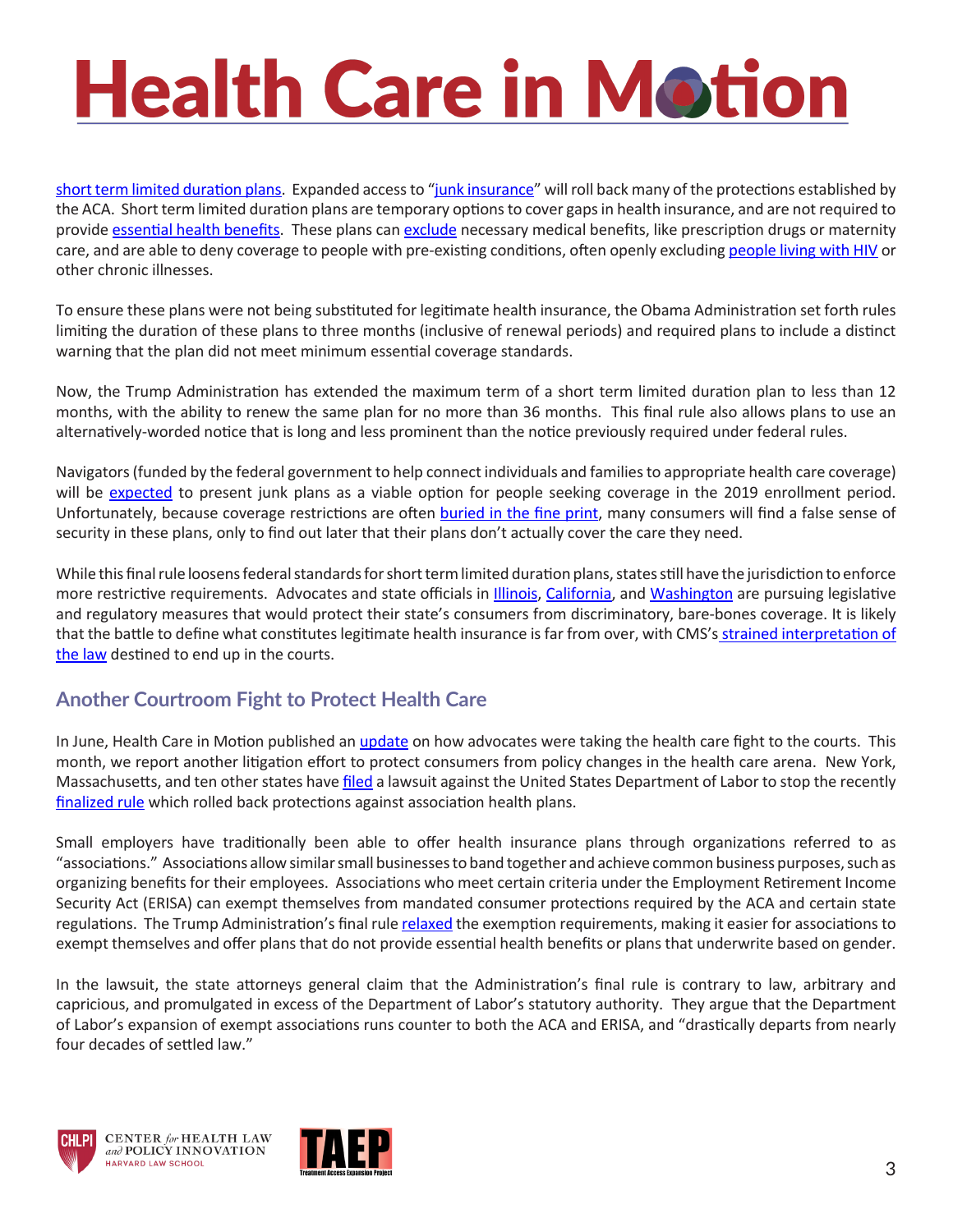short term limited duration plans. Expanded access to "junk insurance" will roll back many of the protections established by the ACA. Short term limited duration plans are temporary options to cover gaps in health insurance, and are not required to provide essential health benefits. These plans can exclude necessary medical benefits, like prescription drugs or maternity care, and are able to deny coverage to people with pre-existing conditions, often openly excluding people living with HIV or other chronic illnesses.

To ensure these plans were not being substituted for legitimate health insurance, the Obama Administration set forth rules limiting the duration of these plans to three months (inclusive of renewal periods) and required plans to include a distinct warning that the plan did not meet minimum essential coverage standards.

Now, the Trump Administration has extended the maximum term of a short term limited duration plan to less than 12 months, with the ability to renew the same plan for no more than 36 months. This final rule also allows plans to use an alternatively-worded notice that is long and less prominent than the notice previously required under federal rules.

Navigators (funded by the federal government to help connect individuals and families to appropriate health care coverage) will be expected to present junk plans as a viable option for people seeking coverage in the 2019 enrollment period. Unfortunately, because coverage restrictions are often buried in the fine print, many consumers will find a false sense of security in these plans, only to find out later that their plans don't actually cover the care they need.

While this final rule loosens federal standards for short term limited duration plans, states still have the jurisdiction to enforce more restrictive requirements. Advocates and state officials in Illinois, California, and Washington are pursuing legislative and regulatory measures that would protect their state's consumers from discriminatory, bare-bones coverage. It is likely that the battle to define what constitutes legitimate health insurance is far from over, with CMS's strained interpretation of the law destined to end up in the courts.

## Another Courtroom Fight to Protect Health Care

In June, Health Care in Motion published an update on how advocates were taking the health care fight to the courts. This month, we report another litigation effort to protect consumers from policy changes in the health care arena. New York, Massachusetts, and ten other states have filed a lawsuit against the United States Department of Labor to stop the recently finalized rule which rolled back protections against association health plans.

Small employers have traditionally been able to offer health insurance plans through organizations referred to as "associations." Associations allow similar small businesses to band together and achieve common business purposes, such as organizing benefits for their employees. Associations who meet certain criteria under the Employment Retirement Income Security Act (ERISA) can exempt themselves from mandated consumer protections required by the ACA and certain state regulations. The Trump Administration's final rule relaxed the exemption requirements, making it easier for associations to exempt themselves and offer plans that do not provide essential health benefits or plans that underwrite based on gender.

In the lawsuit, the state attorneys general claim that the Administration's final rule is contrary to law, arbitrary and capricious, and promulgated in excess of the Department of Labor's statutory authority. They argue that the Department of Labor's expansion of exempt associations runs counter to both the ACA and ERISA, and "drastically departs from nearly four decades of settled law."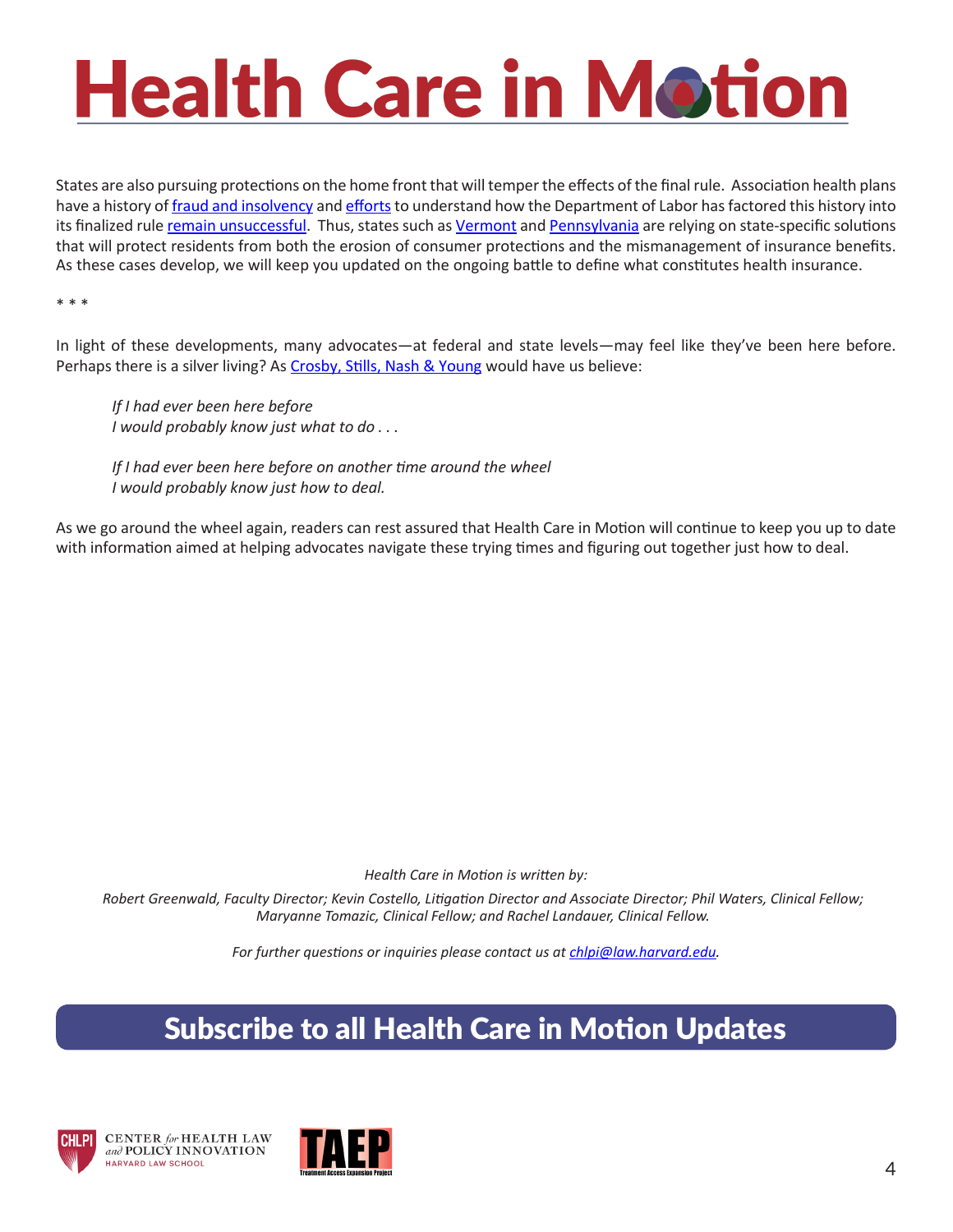# Health Care in Motion

States are also pursuing protections on the home front that will temper the effects of the final rule. Association health plans have a history of fraud and insolvency and efforts to understand how the Department of Labor has factored this history into its finalized rule remain unsuccessful. Thus, states such as Vermont and Pennsylvania are relying on state-specific solutions that will protect residents from both the erosion of consumer protections and the mismanagement of insurance benefits. As these cases develop, we will keep you updated on the ongoing battle to define what constitutes health insurance.

\* \* \*

In light of these developments, many advocates—at federal and state levels—may feel like they've been here before. Perhaps there is a silver living? As Crosby, Stills, Nash & Young would have us believe:

> *If I had ever been here before*
> *I would probably know just what to do . . .*
>
> *If I had ever been here before on another time around the wheel*
> *I would probably know just how to deal.*

As we go around the wheel again, readers can rest assured that Health Care in Motion will continue to keep you up to date with information aimed at helping advocates navigate these trying times and figuring out together just how to deal.

*Health Care in Motion is written by:*

*Robert Greenwald, Faculty Director; Kevin Costello, Litigation Director and Associate Director; Phil Waters, Clinical Fellow; Maryanne Tomazic, Clinical Fellow; and Rachel Landauer, Clinical Fellow.*

*For further questions or inquiries please contact us at chlpi@law.harvard.edu.*

**Subscribe to all Health Care in Motion Updates**

CENTER *for* HEALTH LAW *and* POLICY INNOVATION
HARVARD LAW SCHOOL

TAEP
Treatment Access Expansion Project